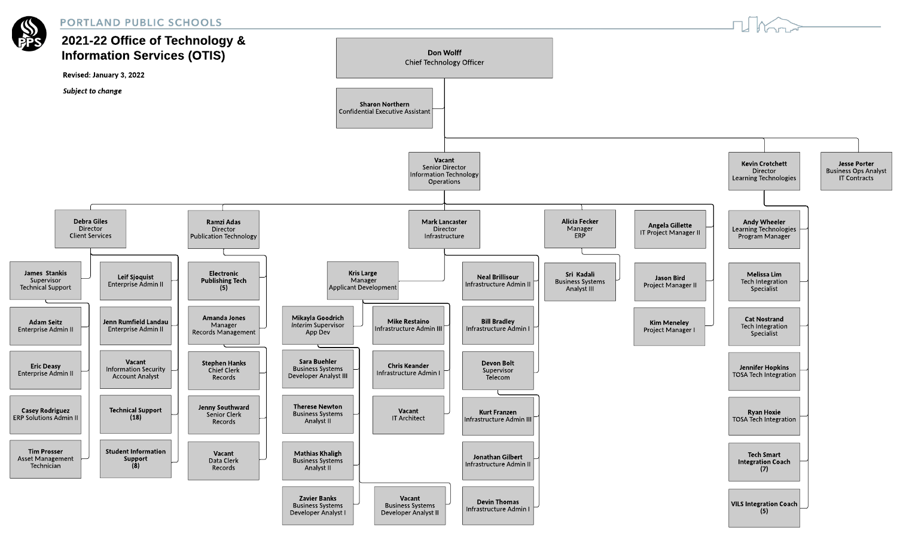PORTLAND PUBLIC SCHOOLS

# 2021-22 Office of Technology & Information Services (OTIS)

**Revised: January 3, 2022**

***Subject to change***

- **Don Wolff** — Chief Technology Officer
  - **Sharon Northern** — Confidential Executive Assistant
  - **Vacant** — Senior Director Information Technology Operations
    - **Debra Giles** — Director Client Services
      - **James Stankis** — Supervisor Technical Support
        - **Adam Seitz** — Enterprise Admin II
        - **Eric Deasy** — Enterprise Admin II
        - **Casey Rodriguez** — ERP Solutions Admin II
        - **Tim Prosser** — Asset Management Technician
      - **Leif Sjoquist** — Enterprise Admin II
      - **Jenn Rumfield Landau** — Enterprise Admin II
      - **Vacant** — Information Security Account Analyst
      - **Technical Support (18)**
      - **Student Information Support (8)**
    - **Ramzi Adas** — Director Publication Technology
      - **Electronic Publishing Tech (5)**
      - **Amanda Jones** — Manager Records Management
        - **Stephen Hanks** — Chief Clerk Records
        - **Jenny Southward** — Senior Clerk Records
        - **Vacant** — Data Clerk Records
    - **Mark Lancaster** — Director Infrastructure
      - **Kris Large** — Manager Applicant Development
        - **Mikayla Goodrich** — *Interim* Supervisor App Dev
          - **Sara Buehler** — Business Systems Developer Analyst III
          - **Therese Newton** — Business Systems Analyst II
          - **Mathias Khaligh** — Business Systems Analyst II
          - **Zavier Banks** — Business Systems Developer Analyst I
          - **Vacant** — Business Systems Developer Analyst II
        - **Mike Restaino** — Infrastructure Admin III
        - **Chris Keander** — Infrastructure Admin I
        - **Vacant** — IT Architect
      - **Neal Brillisour** — Infrastructure Admin II
      - **Bill Bradley** — Infrastructure Admin I
      - **Devon Bolt** — Supervisor Telecom
        - **Kurt Franzen** — Infrastructure Admin III
        - **Jonathan Gilbert** — Infrastructure Admin II
        - **Devin Thomas** — Infrastructure Admin I
    - **Alicia Fecker** — Manager ERP
      - **Sri Kadali** — Business Systems Analyst III
    - **Angela Gillette** — IT Project Manager II
      - **Jason Bird** — Project Manager II
      - **Kim Meneley** — Project Manager I
  - **Kevin Crotchett** — Director Learning Technologies
    - **Andy Wheeler** — Learning Technologies Program Manager
    - **Melissa Lim** — Tech Integration Specialist
    - **Cat Nostrand** — Tech Integration Specialist
    - **Jennifer Hopkins** — TOSA Tech Integration
    - **Ryan Hoxie** — TOSA Tech Integration
    - **Tech Smart Integration Coach (7)**
    - **VILS Integration Coach (5)**
  - **Jesse Porter** — Business Ops Analyst IT Contracts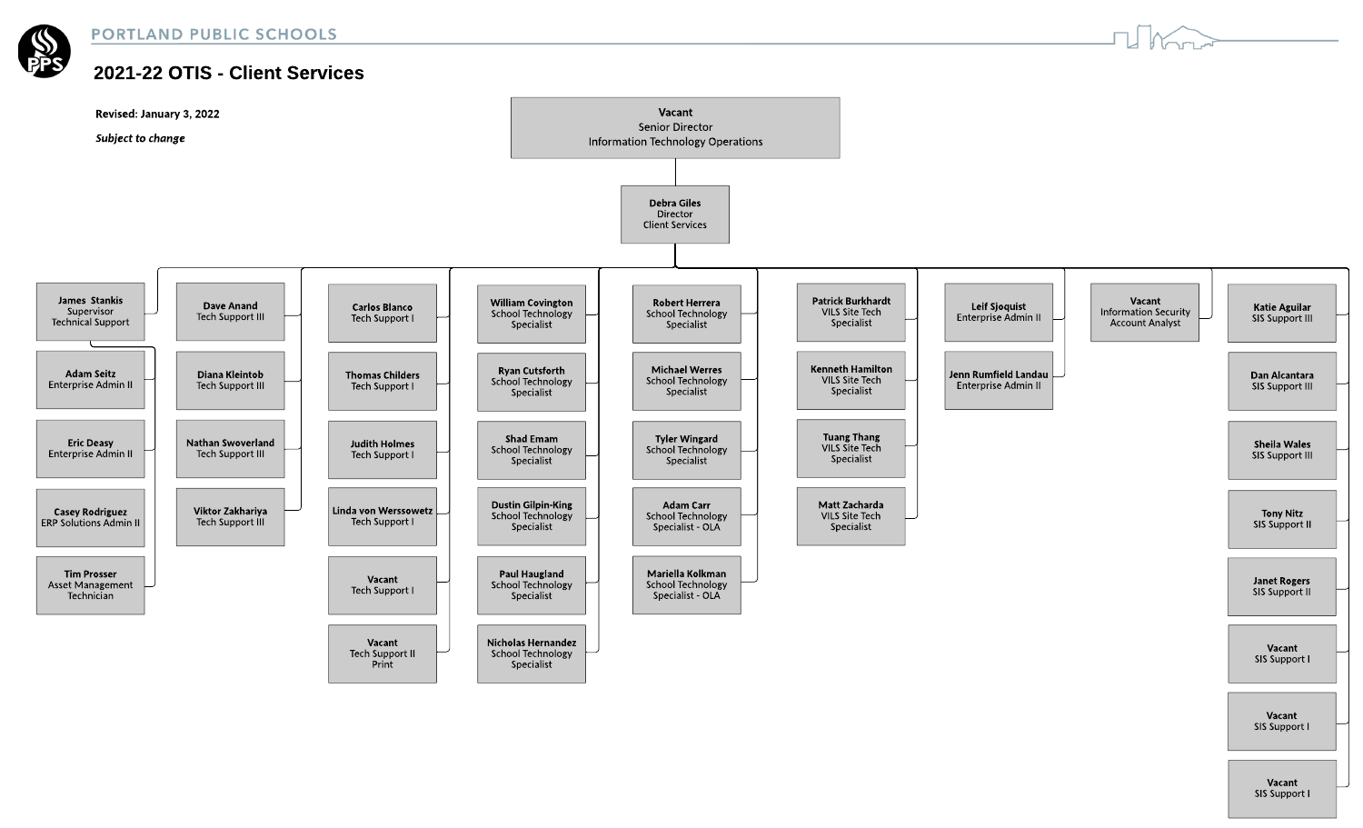# 2021-22 OTIS - Client Services

**Revised: January 3, 2022**

***Subject to change***

- **Vacant** — Senior Director, Information Technology Operations
  - **Debra Giles** — Director, Client Services
    - **James Stankis** — Supervisor, Technical Support
      - **Adam Seitz** — Enterprise Admin II
      - **Eric Deasy** — Enterprise Admin II
      - **Casey Rodriguez** — ERP Solutions Admin II
      - **Tim Prosser** — Asset Management Technician
    - **Dave Anand** — Tech Support III
    - **Diana Kleintob** — Tech Support III
    - **Nathan Swoverland** — Tech Support III
    - **Viktor Zakhariya** — Tech Support III
    - **Carlos Blanco** — Tech Support I
    - **Thomas Childers** — Tech Support I
    - **Judith Holmes** — Tech Support I
    - **Linda von Werssowetz** — Tech Support I
    - **Vacant** — Tech Support I
    - **Vacant** — Tech Support II Print
    - **William Covington** — School Technology Specialist
    - **Ryan Cutsforth** — School Technology Specialist
    - **Shad Emam** — School Technology Specialist
    - **Dustin Gilpin-King** — School Technology Specialist
    - **Paul Haugland** — School Technology Specialist
    - **Nicholas Hernandez** — School Technology Specialist
    - **Robert Herrera** — School Technology Specialist
    - **Michael Werres** — School Technology Specialist
    - **Tyler Wingard** — School Technology Specialist
    - **Adam Carr** — School Technology Specialist - OLA
    - **Mariella Kolkman** — School Technology Specialist - OLA
    - **Patrick Burkhardt** — VILS Site Tech Specialist
    - **Kenneth Hamilton** — VILS Site Tech Specialist
    - **Tuang Thang** — VILS Site Tech Specialist
    - **Matt Zacharda** — VILS Site Tech Specialist
    - **Leif Sjoquist** — Enterprise Admin II
    - **Jenn Rumfield Landau** — Enterprise Admin II
    - **Vacant** — Information Security Account Analyst
    - **Katie Aguilar** — SIS Support III
    - **Dan Alcantara** — SIS Support III
    - **Sheila Wales** — SIS Support III
    - **Tony Nitz** — SIS Support II
    - **Janet Rogers** — SIS Support II
    - **Vacant** — SIS Support I
    - **Vacant** — SIS Support I
    - **Vacant** — SIS Support I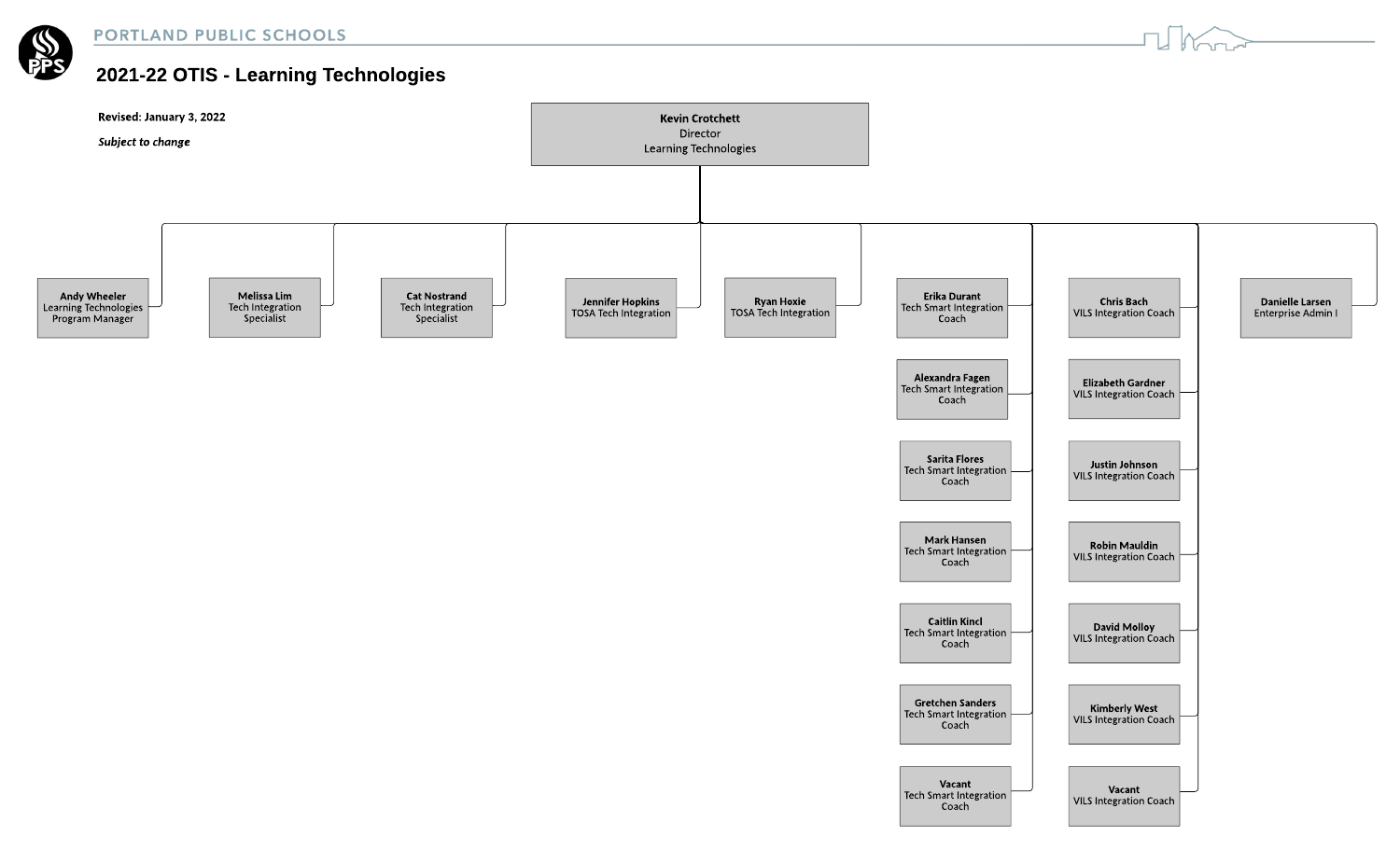PORTLAND PUBLIC SCHOOLS

# 2021-22 OTIS - Learning Technologies

**Revised: January 3, 2022**

***Subject to change***

**Kevin Crotchett**
Director
Learning Technologies

- **Andy Wheeler** – Learning Technologies Program Manager
- **Melissa Lim** – Tech Integration Specialist
- **Cat Nostrand** – Tech Integration Specialist
- **Jennifer Hopkins** – TOSA Tech Integration
- **Ryan Hoxie** – TOSA Tech Integration
- **Erika Durant** – Tech Smart Integration Coach
  - **Alexandra Fagen** – Tech Smart Integration Coach
  - **Sarita Flores** – Tech Smart Integration Coach
  - **Mark Hansen** – Tech Smart Integration Coach
  - **Caitlin Kincl** – Tech Smart Integration Coach
  - **Gretchen Sanders** – Tech Smart Integration Coach
  - **Vacant** – Tech Smart Integration Coach
- **Chris Bach** – VILS Integration Coach
  - **Elizabeth Gardner** – VILS Integration Coach
  - **Justin Johnson** – VILS Integration Coach
  - **Robin Mauldin** – VILS Integration Coach
  - **David Molloy** – VILS Integration Coach
  - **Kimberly West** – VILS Integration Coach
  - **Vacant** – VILS Integration Coach
- **Danielle Larsen** – Enterprise Admin I